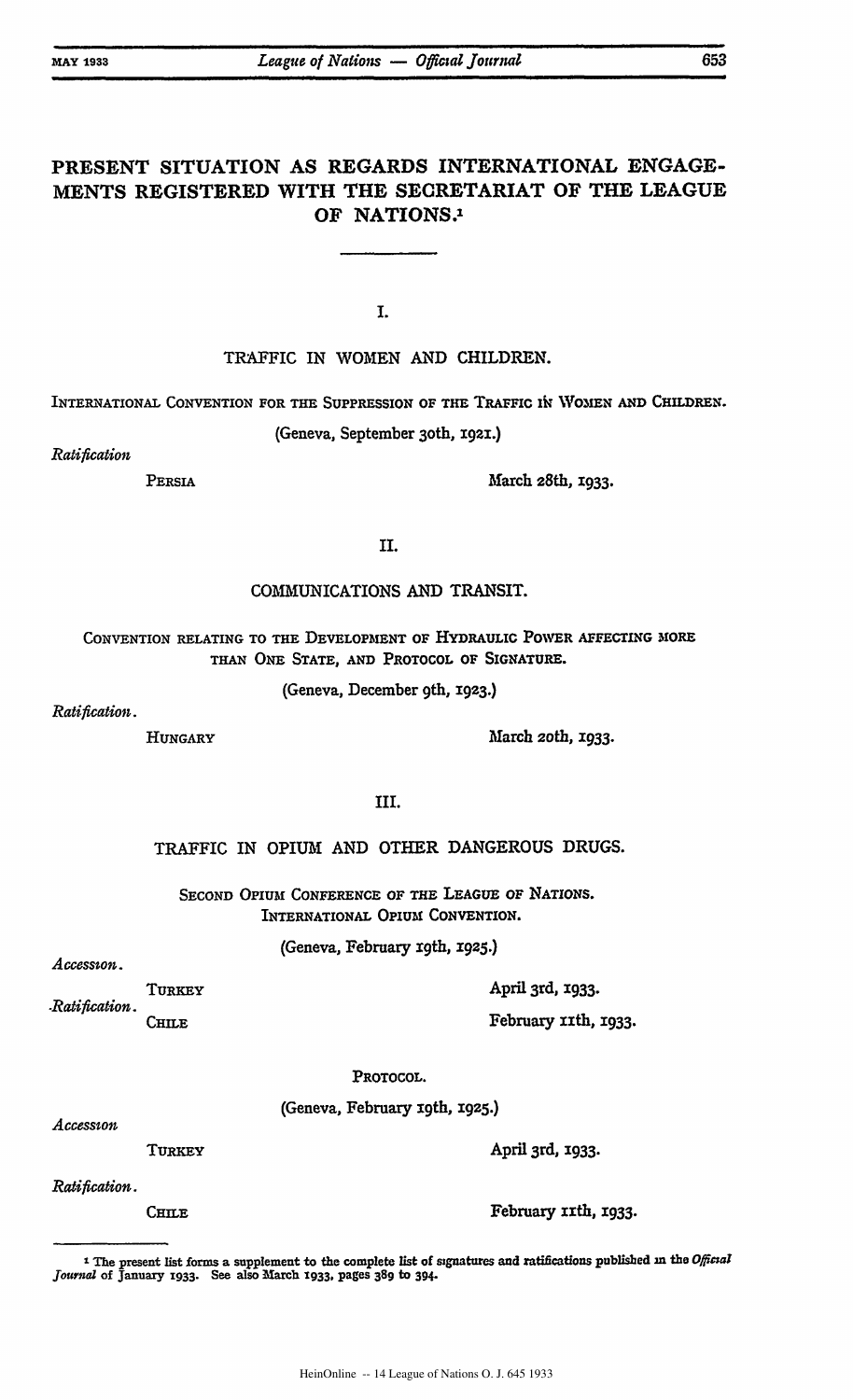# PRESENT SITUATION AS REGARDS INTERNATIONAL ENGAGEMENTS REGISTERED WITH THE SECRETARIAT OF THE LEAGUE OF NATIONS.[1]

## I.

## TRAFFIC IN WOMEN AND CHILDREN.

INTERNATIONAL CONVENTION FOR THE SUPPRESSION OF THE TRAFFIC IN WOMEN AND CHILDREN.

(Geneva, September 30th, 1921.)

*Ratification*

PERSIA — March 28th, 1933.

## II.

## COMMUNICATIONS AND TRANSIT.

CONVENTION RELATING TO THE DEVELOPMENT OF HYDRAULIC POWER AFFECTING MORE THAN ONE STATE, AND PROTOCOL OF SIGNATURE.

(Geneva, December 9th, 1923.)

*Ratification.*

HUNGARY — March 20th, 1933.

## III.

## TRAFFIC IN OPIUM AND OTHER DANGEROUS DRUGS.

SECOND OPIUM CONFERENCE OF THE LEAGUE OF NATIONS.
INTERNATIONAL OPIUM CONVENTION.

(Geneva, February 19th, 1925.)

*Accession.*

TURKEY — April 3rd, 1933.

*Ratification.*

CHILE — February 11th, 1933.

PROTOCOL.

(Geneva, February 19th, 1925.)

*Accession*

TURKEY — April 3rd, 1933.

*Ratification.*

CHILE — February 11th, 1933.

---

[1] The present list forms a supplement to the complete list of signatures and ratifications published in the *Official Journal* of January 1933. See also March 1933, pages 389 to 394.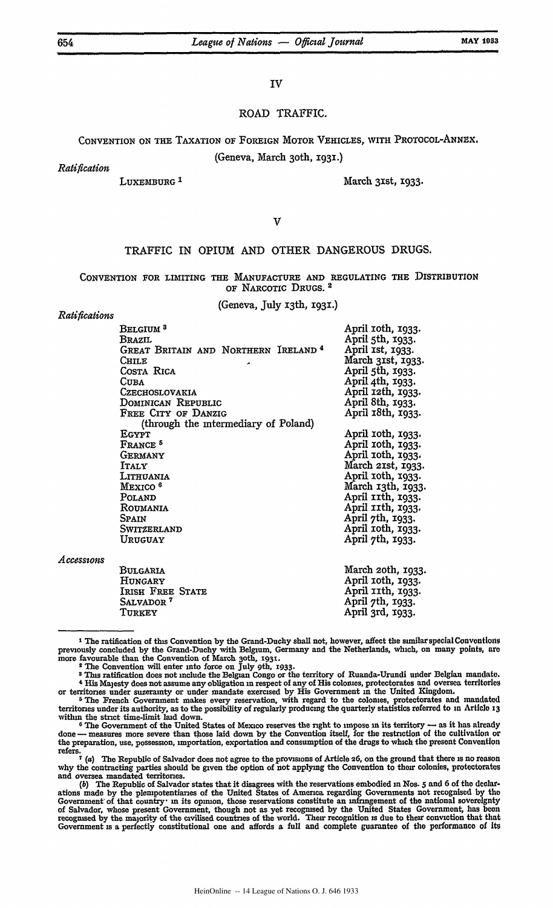IV

## ROAD TRAFFIC.

### Convention on the Taxation of Foreign Motor Vehicles, with Protocol-Annex.

(Geneva, March 30th, 1931.)

*Ratification*

| | |
|---|---|
| LUXEMBURG [1] | March 31st, 1933. |

V

## TRAFFIC IN OPIUM AND OTHER DANGEROUS DRUGS.

### Convention for Limiting the Manufacture and Regulating the Distribution of Narcotic Drugs. [2]

(Geneva, July 13th, 1931.)

*Ratifications*

| | |
|---|---|
| BELGIUM [3] | April 10th, 1933. |
| BRAZIL | April 5th, 1933. |
| GREAT BRITAIN AND NORTHERN IRELAND [4] | April 1st, 1933. |
| CHILE | March 31st, 1933. |
| COSTA RICA | April 5th, 1933. |
| CUBA | April 4th, 1933. |
| CZECHOSLOVAKIA | April 12th, 1933. |
| DOMINICAN REPUBLIC | April 8th, 1933. |
| FREE CITY OF DANZIG (through the intermediary of Poland) | April 18th, 1933. |
| EGYPT | April 10th, 1933. |
| FRANCE [5] | April 10th, 1933. |
| GERMANY | April 10th, 1933. |
| ITALY | March 21st, 1933. |
| LITHUANIA | April 10th, 1933. |
| MEXICO [6] | March 13th, 1933. |
| POLAND | April 11th, 1933. |
| ROUMANIA | April 11th, 1933. |
| SPAIN | April 7th, 1933. |
| SWITZERLAND | April 10th, 1933. |
| URUGUAY | April 7th, 1933. |

*Accessions*

| | |
|---|---|
| BULGARIA | March 20th, 1933. |
| HUNGARY | April 10th, 1933. |
| IRISH FREE STATE | April 11th, 1933. |
| SALVADOR [7] | April 7th, 1933. |
| TURKEY | April 3rd, 1933. |

---

[1] The ratification of this Convention by the Grand-Duchy shall not, however, affect the similar special Conventions previously concluded by the Grand-Duchy with Belgium, Germany and the Netherlands, which, on many points, are more favourable than the Convention of March 30th, 1931.

[2] The Convention will enter into force on July 9th, 1933.

[3] This ratification does not include the Belgian Congo or the territory of Ruanda-Urundi under Belgian mandate.

[4] His Majesty does not assume any obligation in respect of any of His colonies, protectorates and oversea territories or territories under suzerainty or under mandate exercised by His Government in the United Kingdom.

[5] The French Government makes every reservation, with regard to the colonies, protectorates and mandated territories under its authority, as to the possibility of regularly producing the quarterly statistics referred to in Article 13 within the strict time-limit laid down.

[6] The Government of the United States of Mexico reserves the right to impose in its territory — as it has already done — measures more severe than those laid down by the Convention itself, for the restriction of the cultivation or the preparation, use, possession, importation, exportation and consumption of the drugs to which the present Convention refers.

[7] (*a*) The Republic of Salvador does not agree to the provisions of Article 26, on the ground that there is no reason why the contracting parties should be given the option of not applying the Convention to their colonies, protectorates and oversea mandated territories.

(*b*) The Republic of Salvador states that it disagrees with the reservations embodied in Nos. 5 and 6 of the declarations made by the plenipotentiaries of the United States of America regarding Governments not recognised by the Government of that country: in its opinion, those reservations constitute an infringement of the national sovereignty of Salvador, whose present Government, though not as yet recognised by the United States Government, has been recognised by the majority of the civilised countries of the world. Their recognition is due to their conviction that that Government is a perfectly constitutional one and affords a full and complete guarantee of the performance of its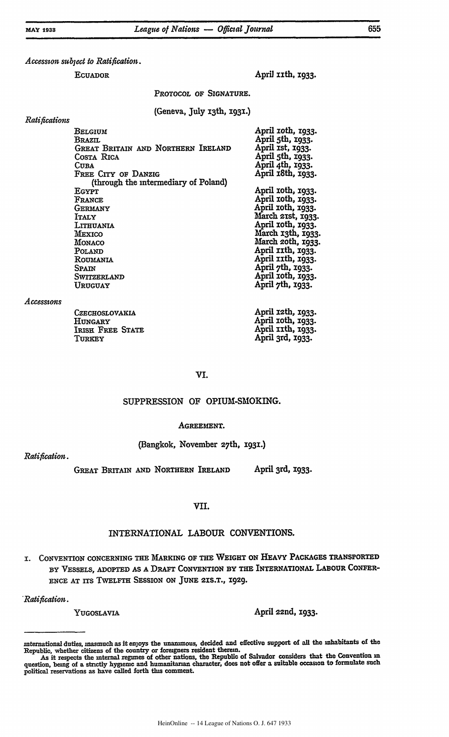*Accession subject to Ratification.*

ECUADOR — April 11th, 1933.

PROTOCOL OF SIGNATURE.

(Geneva, July 13th, 1931.)

*Ratifications*

| | |
|---|---|
| BELGIUM | April 10th, 1933. |
| BRAZIL | April 5th, 1933. |
| GREAT BRITAIN AND NORTHERN IRELAND | April 1st, 1933. |
| COSTA RICA | April 5th, 1933. |
| CUBA | April 4th, 1933. |
| FREE CITY OF DANZIG (through the intermediary of Poland) | April 18th, 1933. |
| EGYPT | April 10th, 1933. |
| FRANCE | April 10th, 1933. |
| GERMANY | April 10th, 1933. |
| ITALY | March 21st, 1933. |
| LITHUANIA | April 10th, 1933. |
| MEXICO | March 13th, 1933. |
| MONACO | March 20th, 1933. |
| POLAND | April 11th, 1933. |
| ROUMANIA | April 11th, 1933. |
| SPAIN | April 7th, 1933. |
| SWITZERLAND | April 10th, 1933. |
| URUGUAY | April 7th, 1933. |

*Accessions*

| | |
|---|---|
| CZECHOSLOVAKIA | April 12th, 1933. |
| HUNGARY | April 10th, 1933. |
| IRISH FREE STATE | April 11th, 1933. |
| TURKEY | April 3rd, 1933. |

## VI.

## SUPPRESSION OF OPIUM-SMOKING.

AGREEMENT.

(Bangkok, November 27th, 1931.)

*Ratification.*

GREAT BRITAIN AND NORTHERN IRELAND — April 3rd, 1933.

## VII.

## INTERNATIONAL LABOUR CONVENTIONS.

1. CONVENTION CONCERNING THE MARKING OF THE WEIGHT ON HEAVY PACKAGES TRANSPORTED BY VESSELS, ADOPTED AS A DRAFT CONVENTION BY THE INTERNATIONAL LABOUR CONFERENCE AT ITS TWELFTH SESSION ON JUNE 21ST., 1929.

*Ratification.*

YUGOSLAVIA — April 22nd, 1933.

---

international duties, inasmuch as it enjoys the unanimous, decided and effective support of all the inhabitants of the Republic, whether citizens of the country or foreigners resident therein.

As it respects the internal regimes of other nations, the Republic of Salvador considers that the Convention in question, being of a strictly hygienic and humanitarian character, does not offer a suitable occasion to formulate such political reservations as have called forth this comment.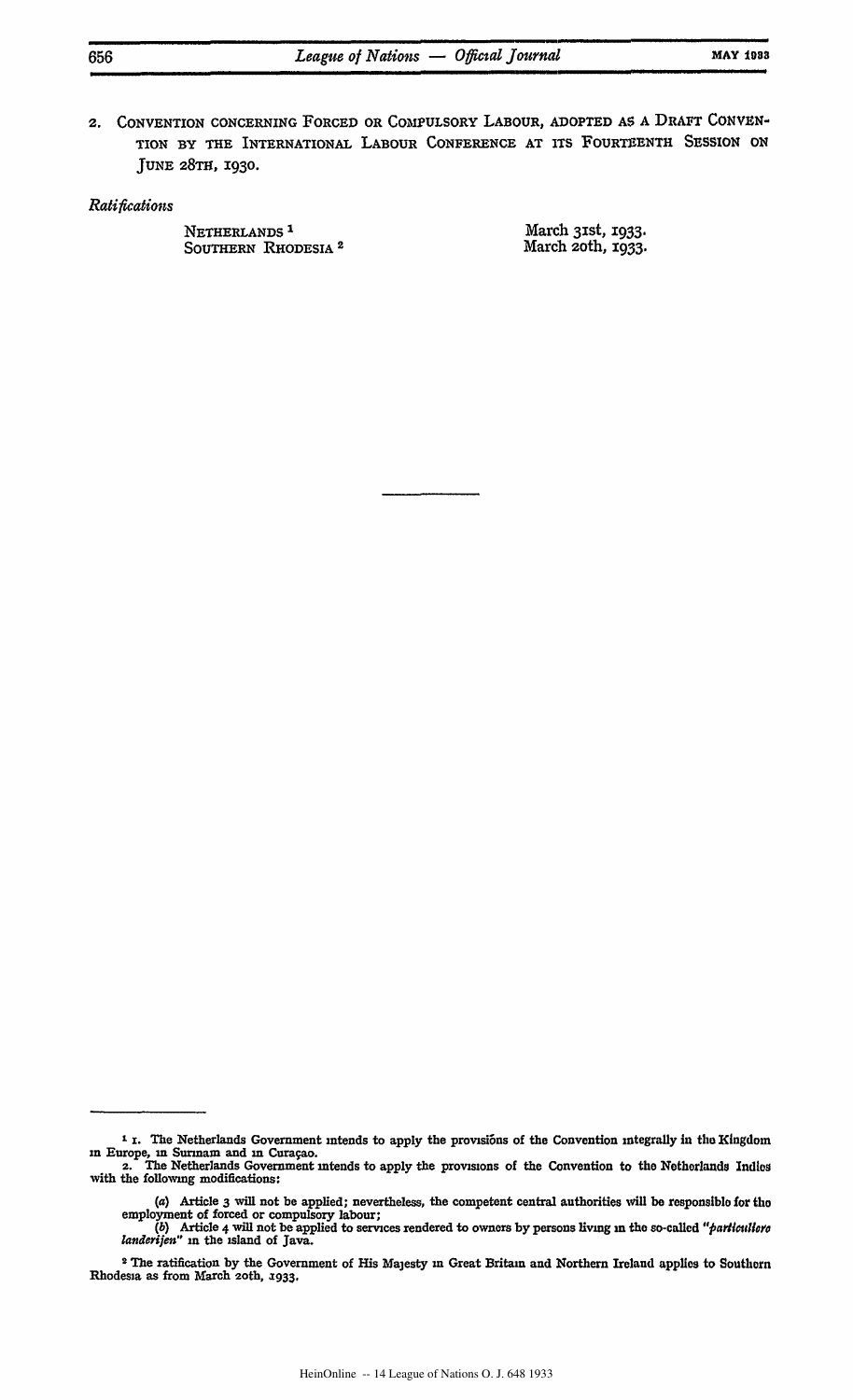2. CONVENTION CONCERNING FORCED OR COMPULSORY LABOUR, ADOPTED AS A DRAFT CONVENTION BY THE INTERNATIONAL LABOUR CONFERENCE AT ITS FOURTEENTH SESSION ON JUNE 28TH, 1930.

*Ratifications*

| | |
|---|---|
| NETHERLANDS [1] | March 31st, 1933. |
| SOUTHERN RHODESIA [2] | March 20th, 1933. |

---

[1] 1. The Netherlands Government intends to apply the provisions of the Convention integrally in the Kingdom in Europe, in Surinam and in Curaçao.

2. The Netherlands Government intends to apply the provisions of the Convention to the Netherlands Indies with the following modifications:

(*a*) Article 3 will not be applied; nevertheless, the competent central authorities will be responsible for the employment of forced or compulsory labour;

(*b*) Article 4 will not be applied to services rendered to owners by persons living in the so-called "*particuliere landerijen*" in the island of Java.

[2] The ratification by the Government of His Majesty in Great Britain and Northern Ireland applies to Southern Rhodesia as from March 20th, 1933.